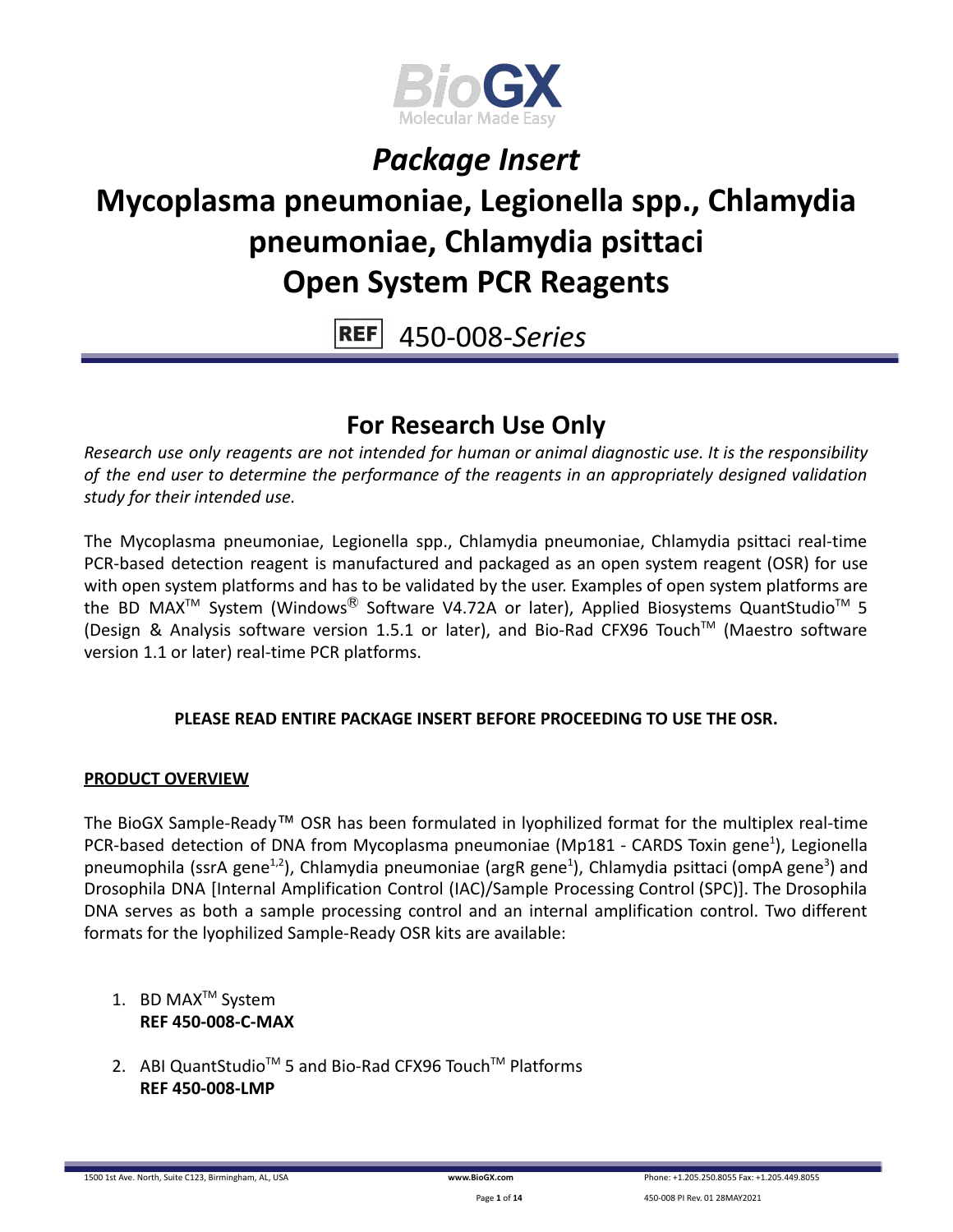# *Package Insert*

# Mycoplasma pneumoniae, Legionella spp., Chlamydia pneumoniae, Chlamydia psittaci Open System PCR Reagents

REF 450-008-*Series*

## For Research Use Only

*Research use only reagents are not intended for human or animal diagnostic use. It is the responsibility of the end user to determine the performance of the reagents in an appropriately designed validation study for their intended use.*

The Mycoplasma pneumoniae, Legionella spp., Chlamydia pneumoniae, Chlamydia psittaci real-time PCR-based detection reagent is manufactured and packaged as an open system reagent (OSR) for use with open system platforms and has to be validated by the user. Examples of open system platforms are the BD MAX™ System (Windows® Software V4.72A or later), Applied Biosystems QuantStudio™ 5 (Design & Analysis software version 1.5.1 or later), and Bio-Rad CFX96 Touch™ (Maestro software version 1.1 or later) real-time PCR platforms.

**PLEASE READ ENTIRE PACKAGE INSERT BEFORE PROCEEDING TO USE THE OSR.**

**PRODUCT OVERVIEW**

The BioGX Sample-Ready™ OSR has been formulated in lyophilized format for the multiplex real-time PCR-based detection of DNA from Mycoplasma pneumoniae (Mp181 - CARDS Toxin gene[1]), Legionella pneumophila (ssrA gene[1,2]), Chlamydia pneumoniae (argR gene[1]), Chlamydia psittaci (ompA gene[3]) and Drosophila DNA [Internal Amplification Control (IAC)/Sample Processing Control (SPC)]. The Drosophila DNA serves as both a sample processing control and an internal amplification control. Two different formats for the lyophilized Sample-Ready OSR kits are available:

1. BD MAX™ System
   **REF 450-008-C-MAX**

2. ABI QuantStudio™ 5 and Bio-Rad CFX96 Touch™ Platforms
   **REF 450-008-LMP**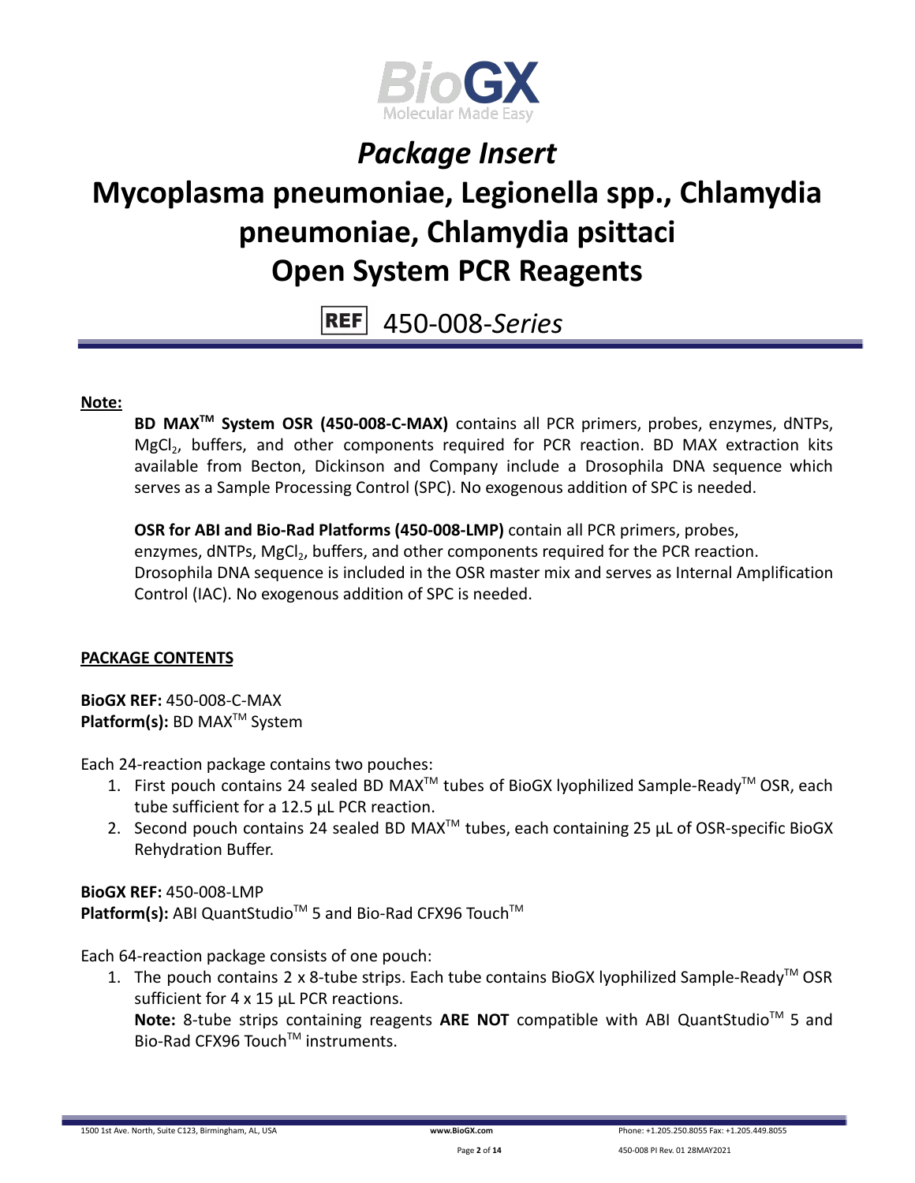# *Package Insert*

# Mycoplasma pneumoniae, Legionella spp., Chlamydia pneumoniae, Chlamydia psittaci Open System PCR Reagents

REF 450-008-*Series*

**Note:**

**BD MAX™ System OSR (450-008-C-MAX)** contains all PCR primers, probes, enzymes, dNTPs, $MgCl_2$, buffers, and other components required for PCR reaction. BD MAX extraction kits available from Becton, Dickinson and Company include a Drosophila DNA sequence which serves as a Sample Processing Control (SPC). No exogenous addition of SPC is needed.

**OSR for ABI and Bio-Rad Platforms (450-008-LMP)** contain all PCR primers, probes, enzymes, dNTPs, $MgCl_2$, buffers, and other components required for the PCR reaction. Drosophila DNA sequence is included in the OSR master mix and serves as Internal Amplification Control (IAC). No exogenous addition of SPC is needed.

## PACKAGE CONTENTS

**BioGX REF:** 450-008-C-MAX
**Platform(s):** BD MAX™ System

Each 24-reaction package contains two pouches:

1. First pouch contains 24 sealed BD MAX™ tubes of BioGX lyophilized Sample-Ready™ OSR, each tube sufficient for a 12.5 µL PCR reaction.
2. Second pouch contains 24 sealed BD MAX™ tubes, each containing 25 µL of OSR-specific BioGX Rehydration Buffer.

**BioGX REF:** 450-008-LMP
**Platform(s):** ABI QuantStudio™ 5 and Bio-Rad CFX96 Touch™

Each 64-reaction package consists of one pouch:

1. The pouch contains 2 x 8-tube strips. Each tube contains BioGX lyophilized Sample-Ready™ OSR sufficient for 4 x 15 µL PCR reactions.
   **Note:** 8-tube strips containing reagents **ARE NOT** compatible with ABI QuantStudio™ 5 and Bio-Rad CFX96 Touch™ instruments.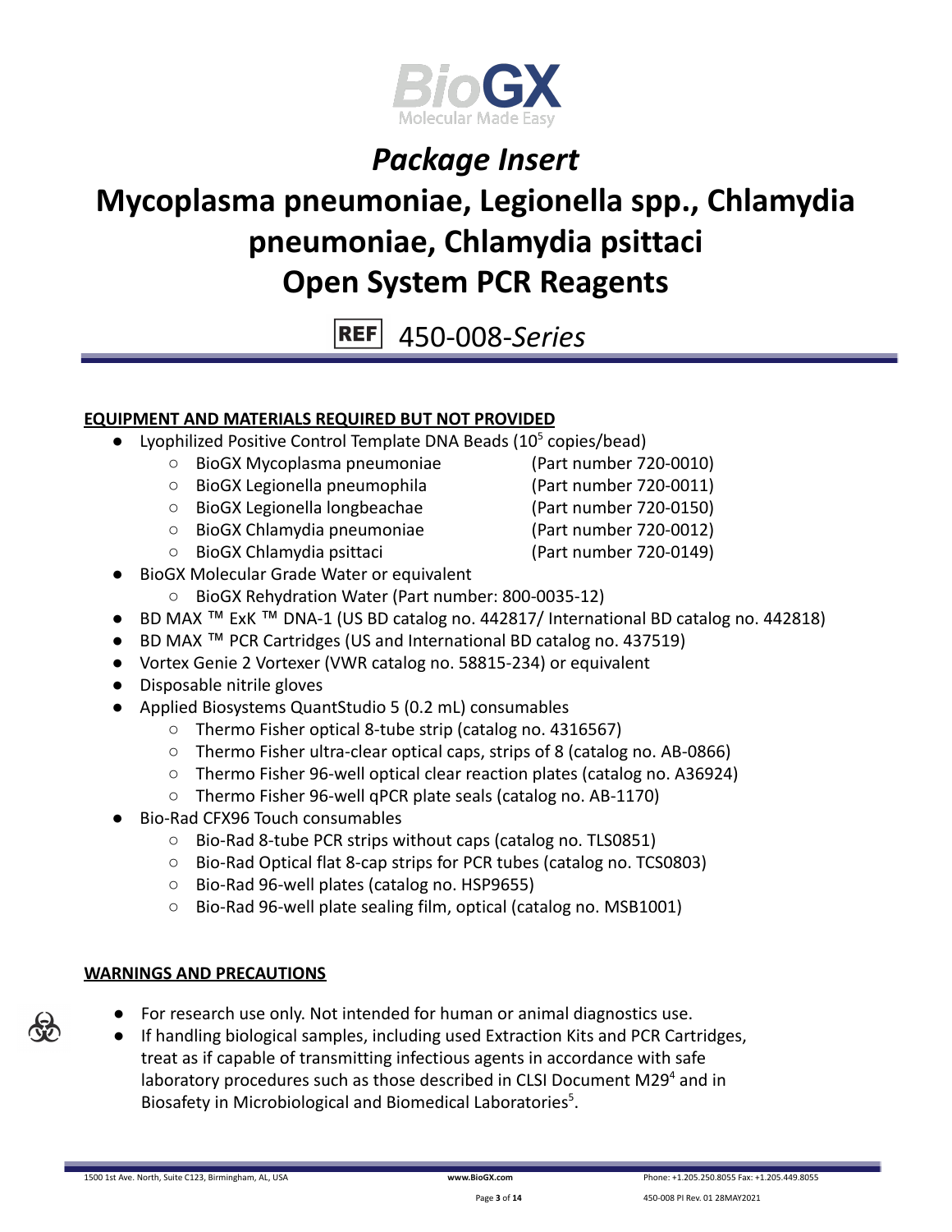# Package Insert

# Mycoplasma pneumoniae, Legionella spp., Chlamydia pneumoniae, Chlamydia psittaci Open System PCR Reagents

REF 450-008-*Series*

**EQUIPMENT AND MATERIALS REQUIRED BUT NOT PROVIDED**

- Lyophilized Positive Control Template DNA Beads ($10^5$ copies/bead)
  - BioGX Mycoplasma pneumoniae (Part number 720-0010)
  - BioGX Legionella pneumophila (Part number 720-0011)
  - BioGX Legionella longbeachae (Part number 720-0150)
  - BioGX Chlamydia pneumoniae (Part number 720-0012)
  - BioGX Chlamydia psittaci (Part number 720-0149)
- BioGX Molecular Grade Water or equivalent
  - BioGX Rehydration Water (Part number: 800-0035-12)
- BD MAX ™ ExK ™ DNA-1 (US BD catalog no. 442817/ International BD catalog no. 442818)
- BD MAX ™ PCR Cartridges (US and International BD catalog no. 437519)
- Vortex Genie 2 Vortexer (VWR catalog no. 58815-234) or equivalent
- Disposable nitrile gloves
- Applied Biosystems QuantStudio 5 (0.2 mL) consumables
  - Thermo Fisher optical 8-tube strip (catalog no. 4316567)
  - Thermo Fisher ultra-clear optical caps, strips of 8 (catalog no. AB-0866)
  - Thermo Fisher 96-well optical clear reaction plates (catalog no. A36924)
  - Thermo Fisher 96-well qPCR plate seals (catalog no. AB-1170)
- Bio-Rad CFX96 Touch consumables
  - Bio-Rad 8-tube PCR strips without caps (catalog no. TLS0851)
  - Bio-Rad Optical flat 8-cap strips for PCR tubes (catalog no. TCS0803)
  - Bio-Rad 96-well plates (catalog no. HSP9655)
  - Bio-Rad 96-well plate sealing film, optical (catalog no. MSB1001)

**WARNINGS AND PRECAUTIONS**

- For research use only. Not intended for human or animal diagnostics use.
- If handling biological samples, including used Extraction Kits and PCR Cartridges, treat as if capable of transmitting infectious agents in accordance with safe laboratory procedures such as those described in CLSI Document M29[4] and in Biosafety in Microbiological and Biomedical Laboratories[5].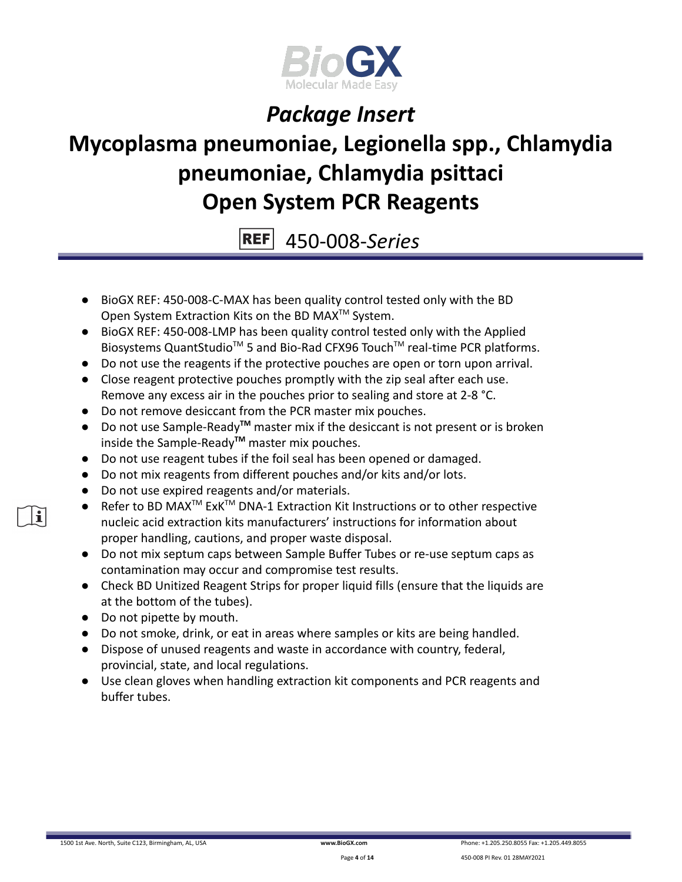- BioGX REF: 450-008-C-MAX has been quality control tested only with the BD Open System Extraction Kits on the BD MAX™ System.
- BioGX REF: 450-008-LMP has been quality control tested only with the Applied Biosystems QuantStudio™ 5 and Bio-Rad CFX96 Touch™ real-time PCR platforms.
- Do not use the reagents if the protective pouches are open or torn upon arrival.
- Close reagent protective pouches promptly with the zip seal after each use. Remove any excess air in the pouches prior to sealing and store at 2-8 °C.
- Do not remove desiccant from the PCR master mix pouches.
- Do not use Sample-Ready**™** master mix if the desiccant is not present or is broken inside the Sample-Ready**™** master mix pouches.
- Do not use reagent tubes if the foil seal has been opened or damaged.
- Do not mix reagents from different pouches and/or kits and/or lots.
- Do not use expired reagents and/or materials.
- Refer to BD MAX™ ExK™ DNA-1 Extraction Kit Instructions or to other respective nucleic acid extraction kits manufacturers' instructions for information about proper handling, cautions, and proper waste disposal.
- Do not mix septum caps between Sample Buffer Tubes or re-use septum caps as contamination may occur and compromise test results.
- Check BD Unitized Reagent Strips for proper liquid fills (ensure that the liquids are at the bottom of the tubes).
- Do not pipette by mouth.
- Do not smoke, drink, or eat in areas where samples or kits are being handled.
- Dispose of unused reagents and waste in accordance with country, federal, provincial, state, and local regulations.
- Use clean gloves when handling extraction kit components and PCR reagents and buffer tubes.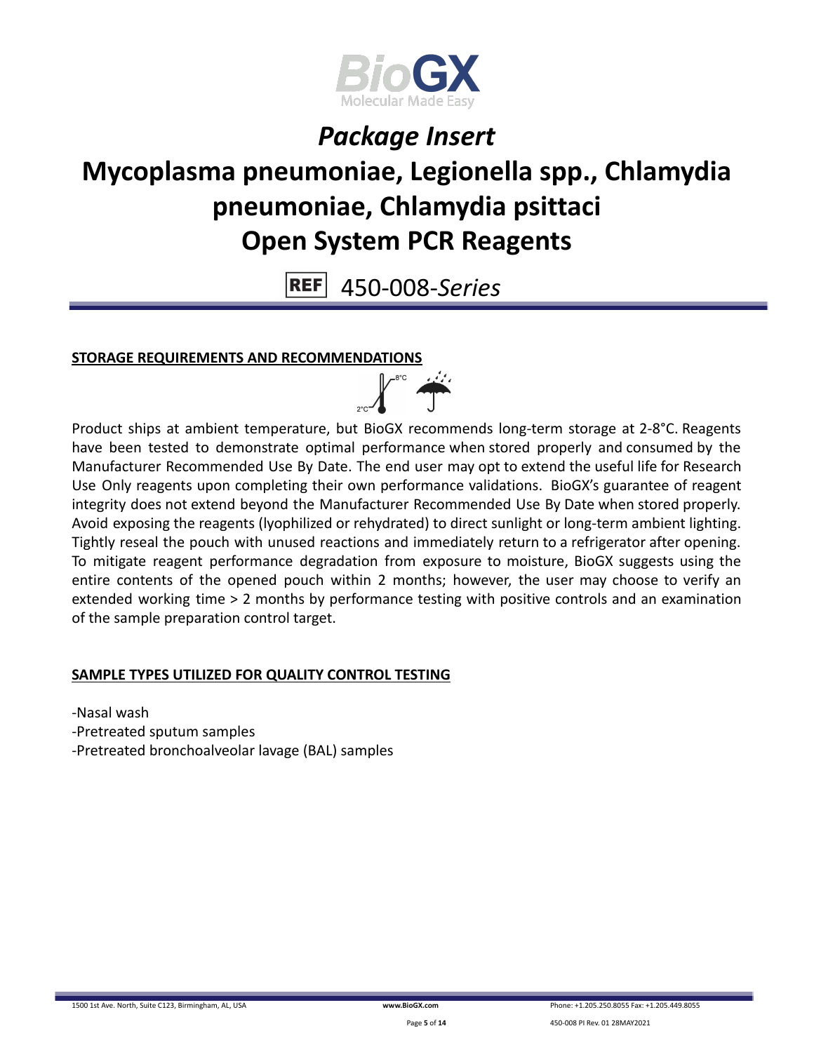*Package Insert*

# Mycoplasma pneumoniae, Legionella spp., Chlamydia pneumoniae, Chlamydia psittaci Open System PCR Reagents

REF 450-008-*Series*

**STORAGE REQUIREMENTS AND RECOMMENDATIONS**

Product ships at ambient temperature, but BioGX recommends long-term storage at 2-8°C. Reagents have been tested to demonstrate optimal performance when stored properly and consumed by the Manufacturer Recommended Use By Date. The end user may opt to extend the useful life for Research Use Only reagents upon completing their own performance validations. BioGX's guarantee of reagent integrity does not extend beyond the Manufacturer Recommended Use By Date when stored properly. Avoid exposing the reagents (lyophilized or rehydrated) to direct sunlight or long-term ambient lighting. Tightly reseal the pouch with unused reactions and immediately return to a refrigerator after opening. To mitigate reagent performance degradation from exposure to moisture, BioGX suggests using the entire contents of the opened pouch within 2 months; however, the user may choose to verify an extended working time > 2 months by performance testing with positive controls and an examination of the sample preparation control target.

**SAMPLE TYPES UTILIZED FOR QUALITY CONTROL TESTING**

-Nasal wash
-Pretreated sputum samples
-Pretreated bronchoalveolar lavage (BAL) samples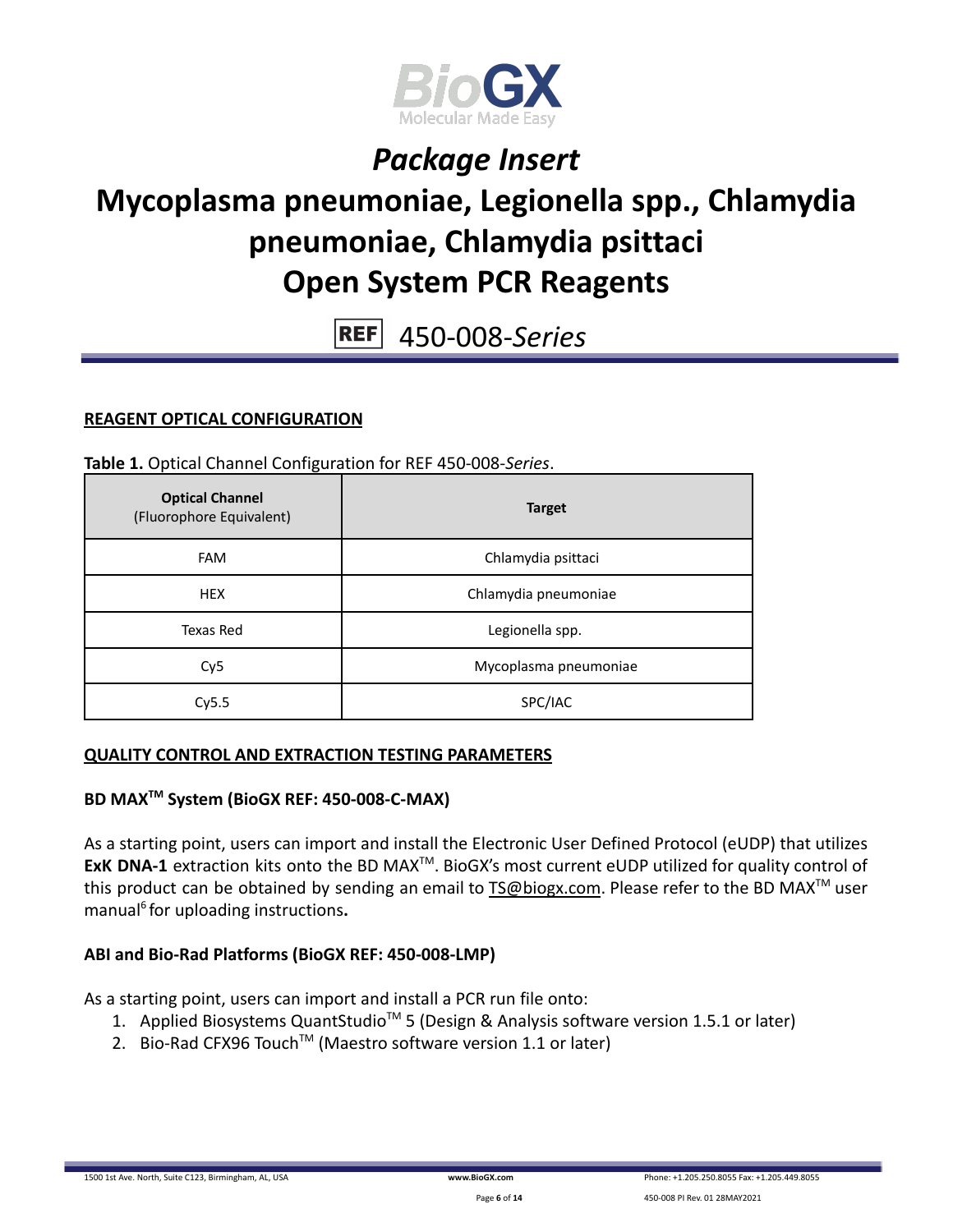## REAGENT OPTICAL CONFIGURATION

**Table 1.** Optical Channel Configuration for REF 450-008-*Series*.

| **Optical Channel** (Fluorophore Equivalent) | **Target** |
|---|---|
| FAM | Chlamydia psittaci |
| HEX | Chlamydia pneumoniae |
| Texas Red | Legionella spp. |
| Cy5 | Mycoplasma pneumoniae |
| Cy5.5 | SPC/IAC |

## QUALITY CONTROL AND EXTRACTION TESTING PARAMETERS

### BD MAX™ System (BioGX REF: 450-008-C-MAX)

As a starting point, users can import and install the Electronic User Defined Protocol (eUDP) that utilizes **ExK DNA-1** extraction kits onto the BD MAX™. BioGX's most current eUDP utilized for quality control of this product can be obtained by sending an email to TS@biogx.com. Please refer to the BD MAX™ user manual[6] for uploading instructions**.**

### ABI and Bio-Rad Platforms (BioGX REF: 450-008-LMP)

As a starting point, users can import and install a PCR run file onto:

1. Applied Biosystems QuantStudio™ 5 (Design & Analysis software version 1.5.1 or later)
2. Bio-Rad CFX96 Touch™ (Maestro software version 1.1 or later)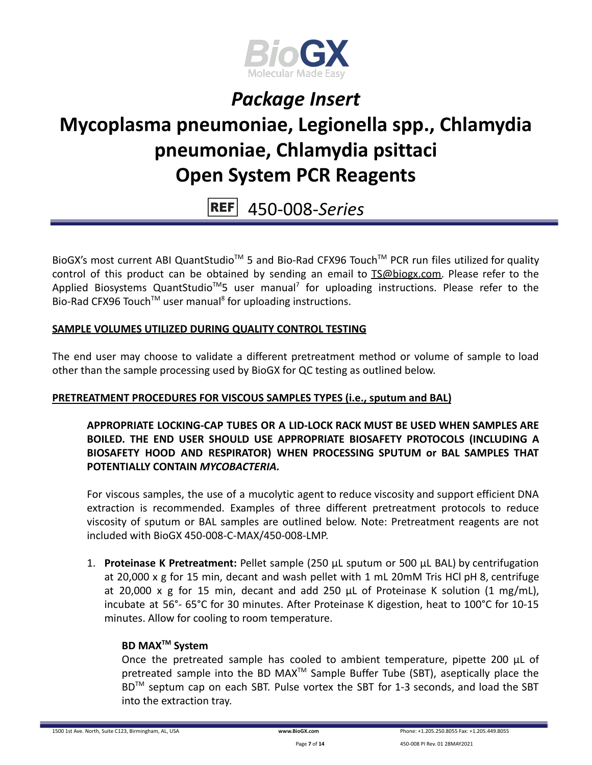# *Package Insert*

# Mycoplasma pneumoniae, Legionella spp., Chlamydia pneumoniae, Chlamydia psittaci Open System PCR Reagents

REF 450-008-*Series*

BioGX's most current ABI QuantStudio™ 5 and Bio-Rad CFX96 Touch™ PCR run files utilized for quality control of this product can be obtained by sending an email to TS@biogx.com. Please refer to the Applied Biosystems QuantStudio™5 user manual[7] for uploading instructions. Please refer to the Bio-Rad CFX96 Touch™ user manual[8] for uploading instructions.

**SAMPLE VOLUMES UTILIZED DURING QUALITY CONTROL TESTING**

The end user may choose to validate a different pretreatment method or volume of sample to load other than the sample processing used by BioGX for QC testing as outlined below.

**PRETREATMENT PROCEDURES FOR VISCOUS SAMPLES TYPES (i.e., sputum and BAL)**

**APPROPRIATE LOCKING-CAP TUBES OR A LID-LOCK RACK MUST BE USED WHEN SAMPLES ARE BOILED. THE END USER SHOULD USE APPROPRIATE BIOSAFETY PROTOCOLS (INCLUDING A BIOSAFETY HOOD AND RESPIRATOR) WHEN PROCESSING SPUTUM or BAL SAMPLES THAT POTENTIALLY CONTAIN *MYCOBACTERIA.***

For viscous samples, the use of a mucolytic agent to reduce viscosity and support efficient DNA extraction is recommended. Examples of three different pretreatment protocols to reduce viscosity of sputum or BAL samples are outlined below. Note: Pretreatment reagents are not included with BioGX 450-008-C-MAX/450-008-LMP.

1. **Proteinase K Pretreatment:** Pellet sample (250 µL sputum or 500 µL BAL) by centrifugation at 20,000 x g for 15 min, decant and wash pellet with 1 mL 20mM Tris HCl pH 8, centrifuge at 20,000 x g for 15 min, decant and add 250 µL of Proteinase K solution (1 mg/mL), incubate at 56°- 65°C for 30 minutes. After Proteinase K digestion, heat to 100°C for 10-15 minutes. Allow for cooling to room temperature.

   **BD MAX™ System**

   Once the pretreated sample has cooled to ambient temperature, pipette 200 µL of pretreated sample into the BD MAX™ Sample Buffer Tube (SBT), aseptically place the BD™ septum cap on each SBT. Pulse vortex the SBT for 1-3 seconds, and load the SBT into the extraction tray.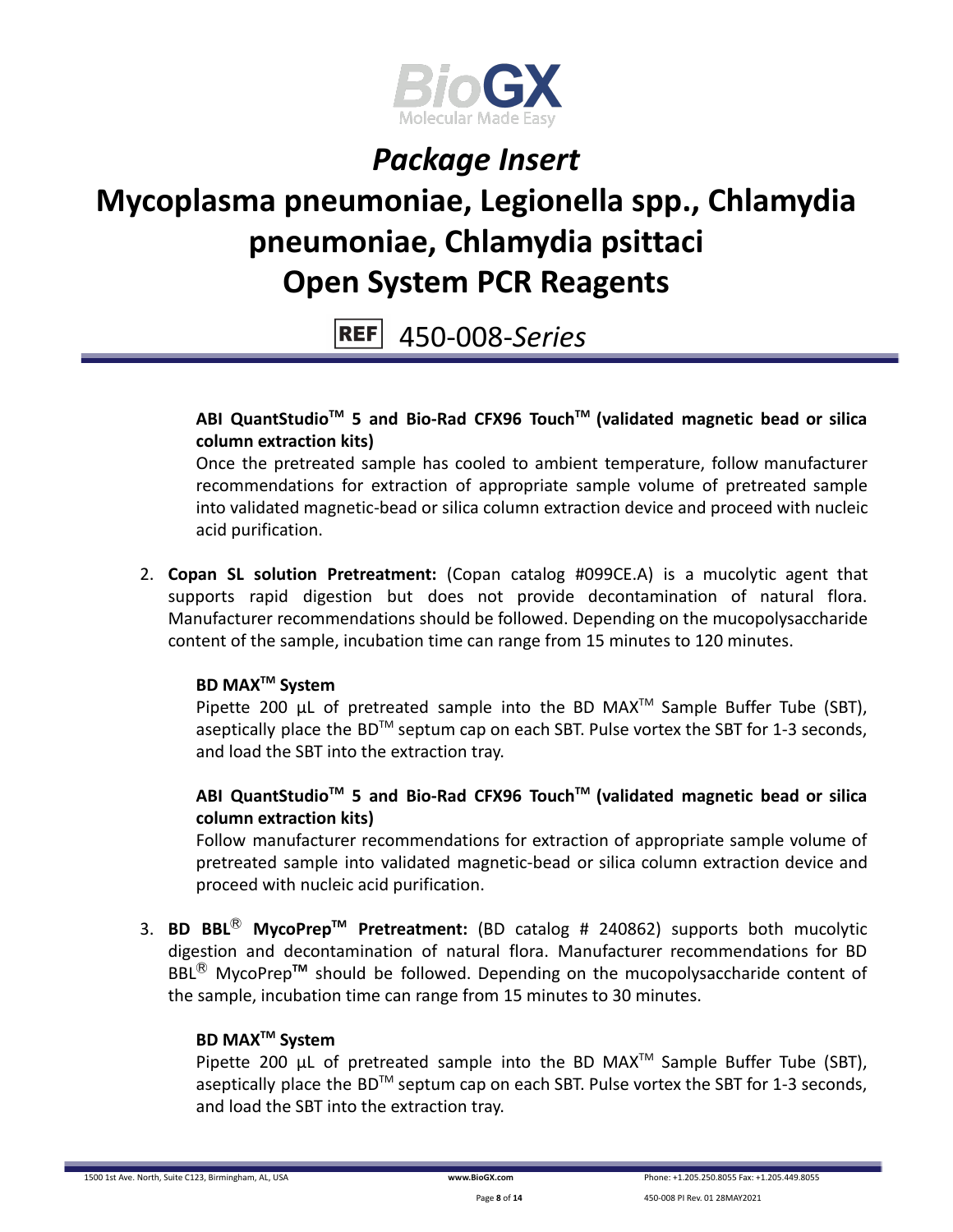**ABI QuantStudio™ 5 and Bio-Rad CFX96 Touch™ (validated magnetic bead or silica column extraction kits)**

Once the pretreated sample has cooled to ambient temperature, follow manufacturer recommendations for extraction of appropriate sample volume of pretreated sample into validated magnetic-bead or silica column extraction device and proceed with nucleic acid purification.

2. **Copan SL solution Pretreatment:** (Copan catalog #099CE.A) is a mucolytic agent that supports rapid digestion but does not provide decontamination of natural flora. Manufacturer recommendations should be followed. Depending on the mucopolysaccharide content of the sample, incubation time can range from 15 minutes to 120 minutes.

   **BD MAX™ System**

   Pipette 200 µL of pretreated sample into the BD MAX™ Sample Buffer Tube (SBT), aseptically place the BD™ septum cap on each SBT. Pulse vortex the SBT for 1-3 seconds, and load the SBT into the extraction tray.

   **ABI QuantStudio™ 5 and Bio-Rad CFX96 Touch™ (validated magnetic bead or silica column extraction kits)**

   Follow manufacturer recommendations for extraction of appropriate sample volume of pretreated sample into validated magnetic-bead or silica column extraction device and proceed with nucleic acid purification.

3. **BD BBL® MycoPrep™ Pretreatment:** (BD catalog # 240862) supports both mucolytic digestion and decontamination of natural flora. Manufacturer recommendations for BD BBL® MycoPrep™ should be followed. Depending on the mucopolysaccharide content of the sample, incubation time can range from 15 minutes to 30 minutes.

   **BD MAX™ System**

   Pipette 200 µL of pretreated sample into the BD MAX™ Sample Buffer Tube (SBT), aseptically place the BD™ septum cap on each SBT. Pulse vortex the SBT for 1-3 seconds, and load the SBT into the extraction tray.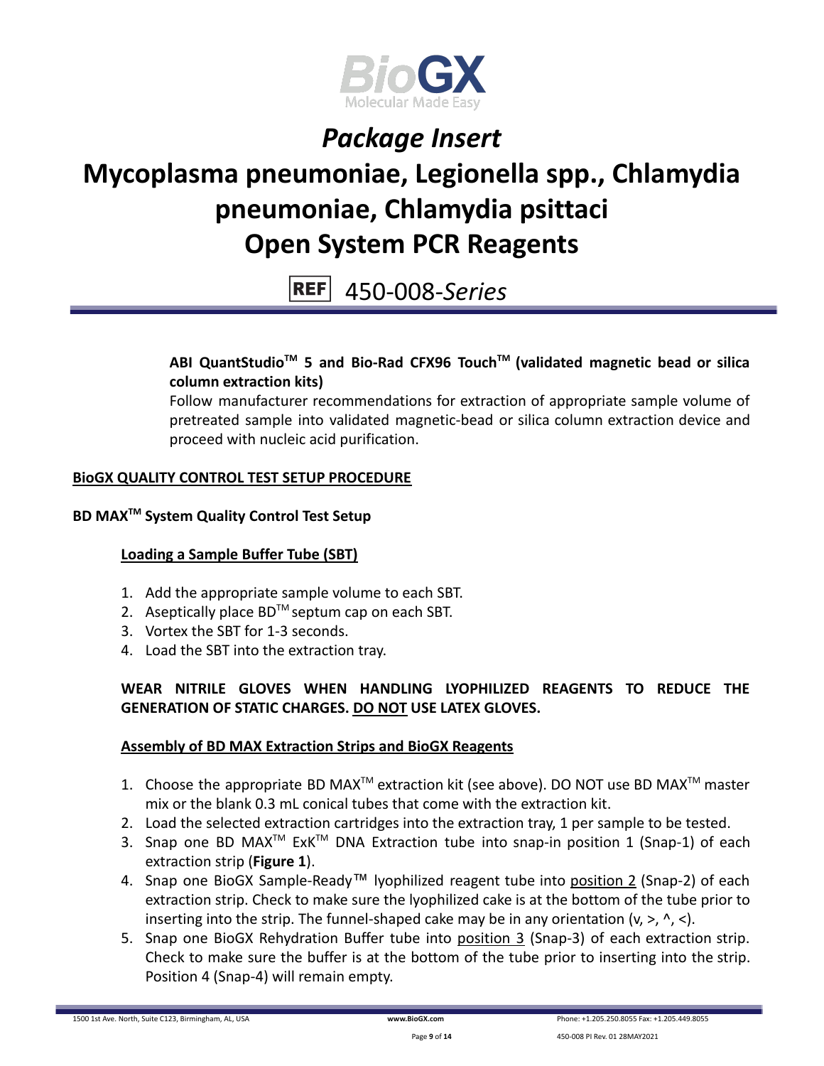# *Package Insert*

# Mycoplasma pneumoniae, Legionella spp., Chlamydia pneumoniae, Chlamydia psittaci Open System PCR Reagents

REF 450-008-*Series*

**ABI QuantStudio™ 5 and Bio-Rad CFX96 Touch™ (validated magnetic bead or silica column extraction kits)**
Follow manufacturer recommendations for extraction of appropriate sample volume of pretreated sample into validated magnetic-bead or silica column extraction device and proceed with nucleic acid purification.

## BioGX QUALITY CONTROL TEST SETUP PROCEDURE

### BD MAX™ System Quality Control Test Setup

#### Loading a Sample Buffer Tube (SBT)

1. Add the appropriate sample volume to each SBT.
2. Aseptically place BD™ septum cap on each SBT.
3. Vortex the SBT for 1-3 seconds.
4. Load the SBT into the extraction tray.

**WEAR NITRILE GLOVES WHEN HANDLING LYOPHILIZED REAGENTS TO REDUCE THE GENERATION OF STATIC CHARGES. DO NOT USE LATEX GLOVES.**

#### Assembly of BD MAX Extraction Strips and BioGX Reagents

1. Choose the appropriate BD MAX™ extraction kit (see above). DO NOT use BD MAX™ master mix or the blank 0.3 mL conical tubes that come with the extraction kit.
2. Load the selected extraction cartridges into the extraction tray, 1 per sample to be tested.
3. Snap one BD MAX™ ExK™ DNA Extraction tube into snap-in position 1 (Snap-1) of each extraction strip (**Figure 1**).
4. Snap one BioGX Sample-Ready™ lyophilized reagent tube into position 2 (Snap-2) of each extraction strip. Check to make sure the lyophilized cake is at the bottom of the tube prior to inserting into the strip. The funnel-shaped cake may be in any orientation (v, >, ^, <).
5. Snap one BioGX Rehydration Buffer tube into position 3 (Snap-3) of each extraction strip. Check to make sure the buffer is at the bottom of the tube prior to inserting into the strip. Position 4 (Snap-4) will remain empty.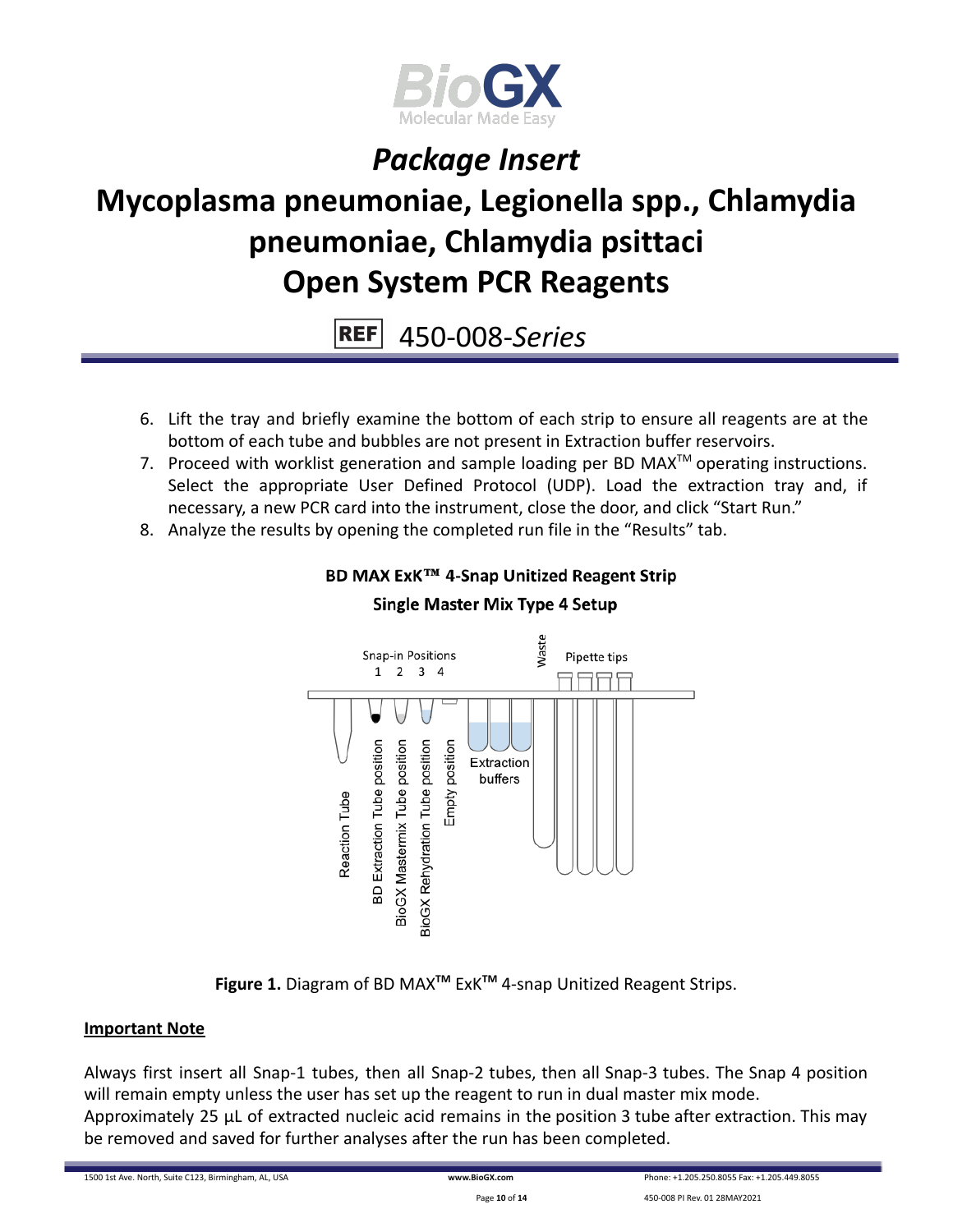6. Lift the tray and briefly examine the bottom of each strip to ensure all reagents are at the bottom of each tube and bubbles are not present in Extraction buffer reservoirs.
7. Proceed with worklist generation and sample loading per BD MAX™ operating instructions. Select the appropriate User Defined Protocol (UDP). Load the extraction tray and, if necessary, a new PCR card into the instrument, close the door, and click "Start Run."
8. Analyze the results by opening the completed run file in the "Results" tab.

**BD MAX ExK™ 4-Snap Unitized Reagent Strip**

**Single Master Mix Type 4 Setup**

Snap-in Positions 1 2 3 4 | Waste | Pipette tips | Reaction Tube | BD Extraction Tube position | BioGX Mastermix Tube position | BioGX Rehydration Tube position | Empty position | Extraction buffers

**Figure 1.** Diagram of BD MAX™ ExK™ 4-snap Unitized Reagent Strips.

**Important Note**

Always first insert all Snap-1 tubes, then all Snap-2 tubes, then all Snap-3 tubes. The Snap 4 position will remain empty unless the user has set up the reagent to run in dual master mix mode.
Approximately 25 µL of extracted nucleic acid remains in the position 3 tube after extraction. This may be removed and saved for further analyses after the run has been completed.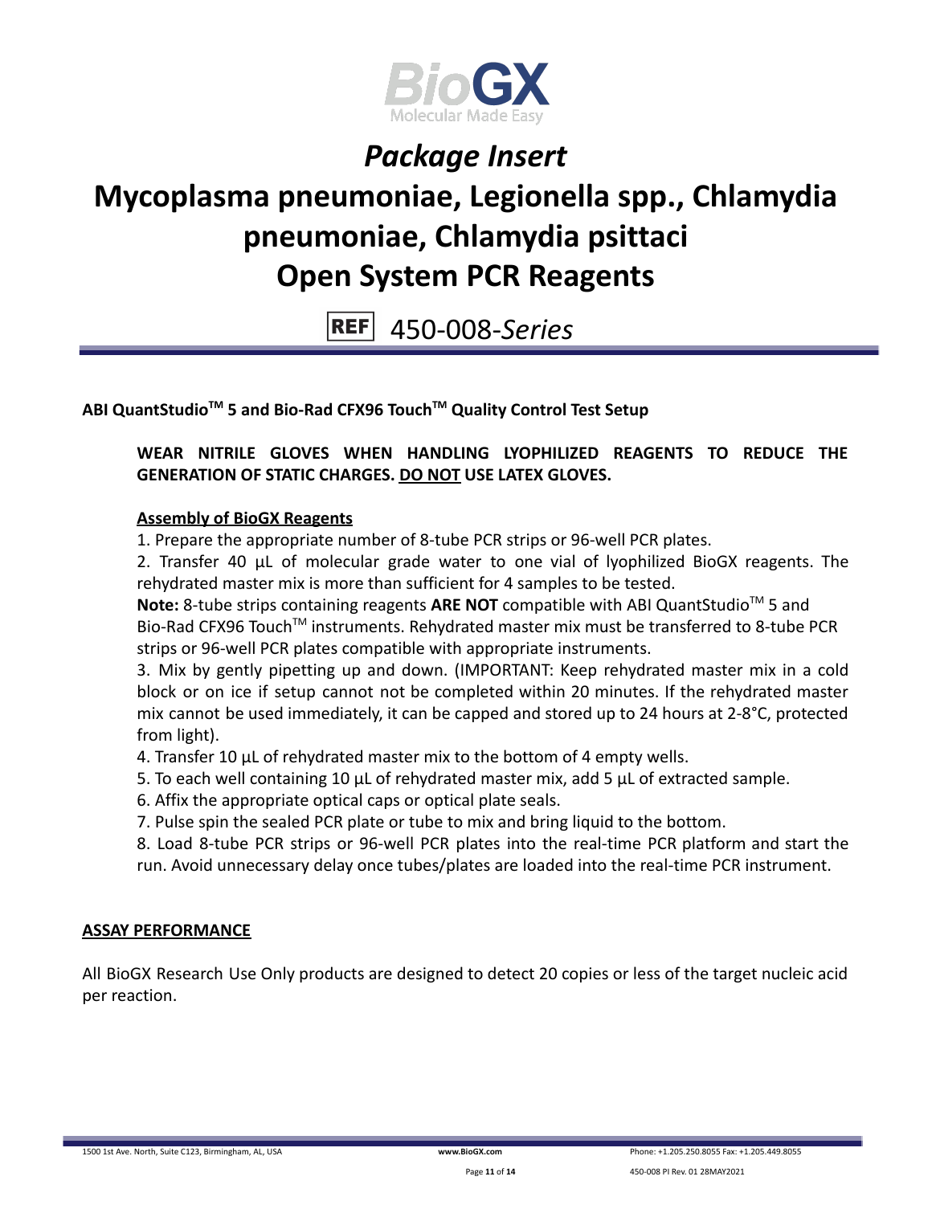# Package Insert

# Mycoplasma pneumoniae, Legionella spp., Chlamydia pneumoniae, Chlamydia psittaci Open System PCR Reagents

REF 450-008-*Series*

**ABI QuantStudio™ 5 and Bio-Rad CFX96 Touch™ Quality Control Test Setup**

**WEAR NITRILE GLOVES WHEN HANDLING LYOPHILIZED REAGENTS TO REDUCE THE GENERATION OF STATIC CHARGES. DO NOT USE LATEX GLOVES.**

**Assembly of BioGX Reagents**

1. Prepare the appropriate number of 8-tube PCR strips or 96-well PCR plates.
2. Transfer 40 µL of molecular grade water to one vial of lyophilized BioGX reagents. The rehydrated master mix is more than sufficient for 4 samples to be tested.

**Note:** 8-tube strips containing reagents **ARE NOT** compatible with ABI QuantStudio™ 5 and Bio-Rad CFX96 Touch™ instruments. Rehydrated master mix must be transferred to 8-tube PCR strips or 96-well PCR plates compatible with appropriate instruments.

3. Mix by gently pipetting up and down. (IMPORTANT: Keep rehydrated master mix in a cold block or on ice if setup cannot not be completed within 20 minutes. If the rehydrated master mix cannot be used immediately, it can be capped and stored up to 24 hours at 2-8°C, protected from light).
4. Transfer 10 µL of rehydrated master mix to the bottom of 4 empty wells.
5. To each well containing 10 µL of rehydrated master mix, add 5 µL of extracted sample.
6. Affix the appropriate optical caps or optical plate seals.
7. Pulse spin the sealed PCR plate or tube to mix and bring liquid to the bottom.
8. Load 8-tube PCR strips or 96-well PCR plates into the real-time PCR platform and start the run. Avoid unnecessary delay once tubes/plates are loaded into the real-time PCR instrument.

## ASSAY PERFORMANCE

All BioGX Research Use Only products are designed to detect 20 copies or less of the target nucleic acid per reaction.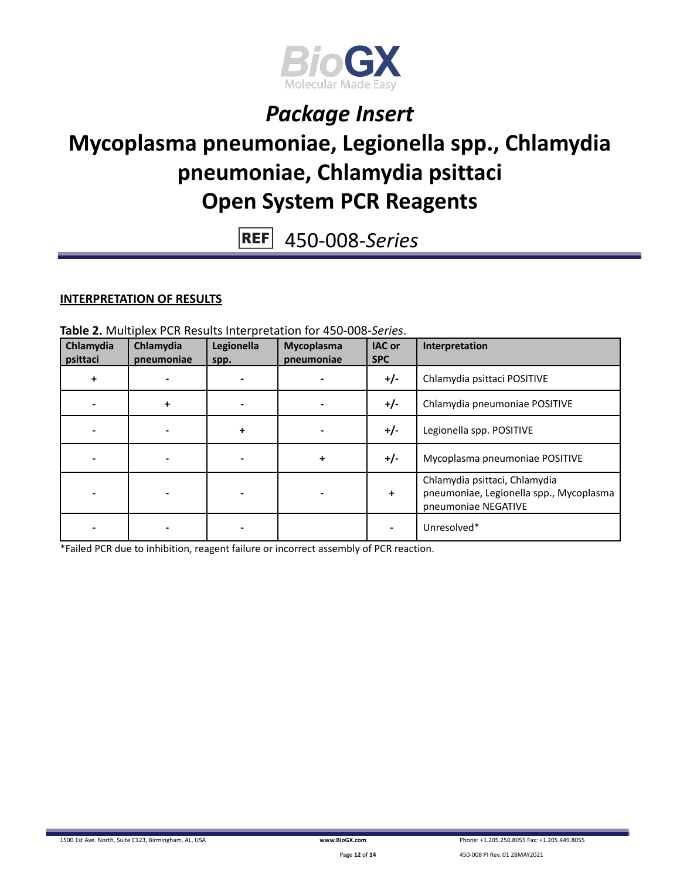# *Package Insert*

# Mycoplasma pneumoniae, Legionella spp., Chlamydia pneumoniae, Chlamydia psittaci Open System PCR Reagents

REF 450-008-*Series*

## INTERPRETATION OF RESULTS

**Table 2.** Multiplex PCR Results Interpretation for 450-008-*Series*.

| Chlamydia psittaci | Chlamydia pneumoniae | Legionella spp. | Mycoplasma pneumoniae | IAC or SPC | Interpretation |
|---|---|---|---|---|---|
| + | - | - | - | +/- | Chlamydia psittaci POSITIVE |
| - | + | - | - | +/- | Chlamydia pneumoniae POSITIVE |
| - | - | + | - | +/- | Legionella spp. POSITIVE |
| - | - | - | + | +/- | Mycoplasma pneumoniae POSITIVE |
| - | - | - | - | + | Chlamydia psittaci, Chlamydia pneumoniae, Legionella spp., Mycoplasma pneumoniae NEGATIVE |
| - | - | - | | - | Unresolved* |

*Failed PCR due to inhibition, reagent failure or incorrect assembly of PCR reaction.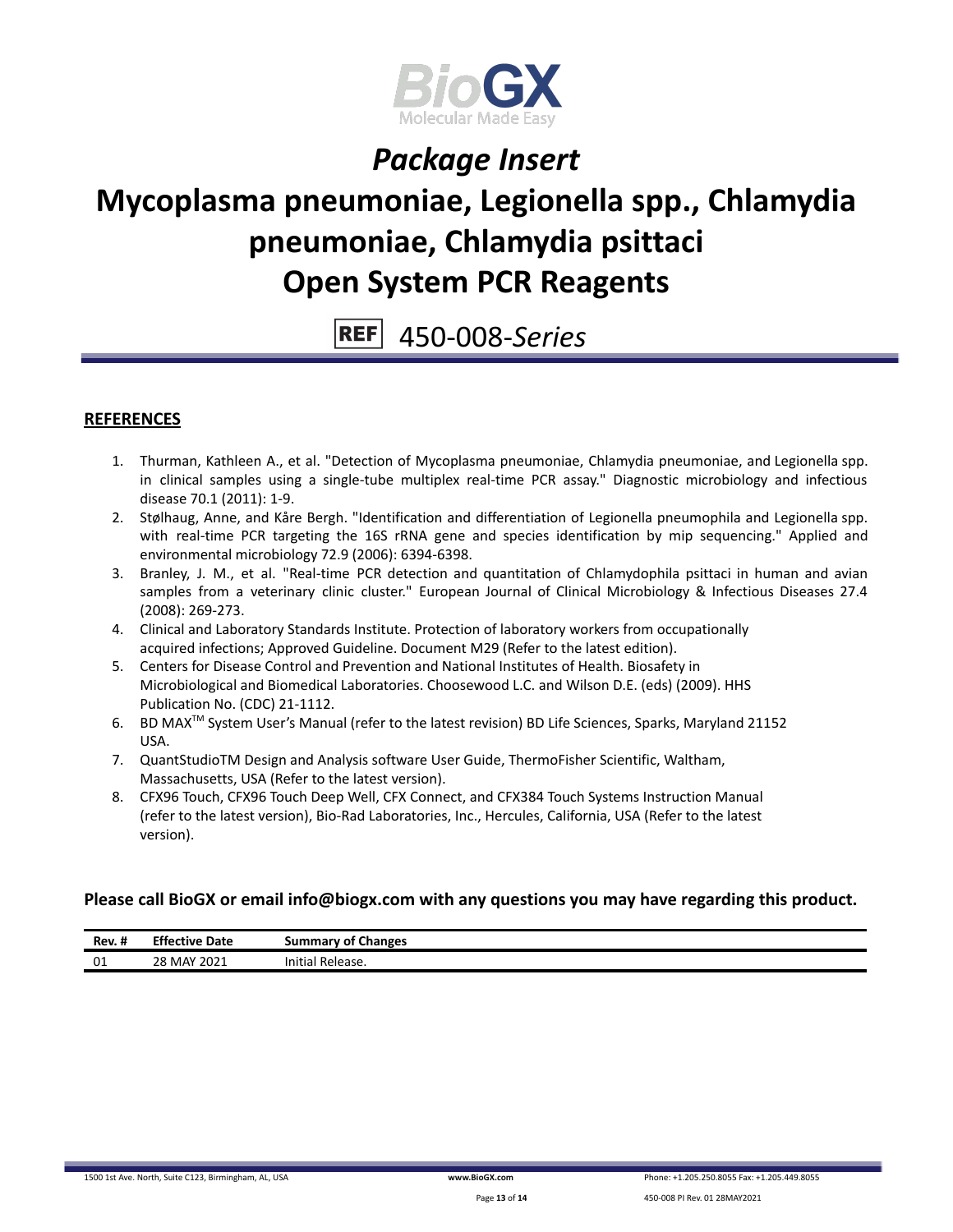# Package Insert

# Mycoplasma pneumoniae, Legionella spp., Chlamydia pneumoniae, Chlamydia psittaci Open System PCR Reagents

REF 450-008-*Series*

## REFERENCES

1. Thurman, Kathleen A., et al. "Detection of Mycoplasma pneumoniae, Chlamydia pneumoniae, and Legionella spp. in clinical samples using a single-tube multiplex real-time PCR assay." Diagnostic microbiology and infectious disease 70.1 (2011): 1-9.
2. Stølhaug, Anne, and Kåre Bergh. "Identification and differentiation of Legionella pneumophila and Legionella spp. with real-time PCR targeting the 16S rRNA gene and species identification by mip sequencing." Applied and environmental microbiology 72.9 (2006): 6394-6398.
3. Branley, J. M., et al. "Real-time PCR detection and quantitation of Chlamydophila psittaci in human and avian samples from a veterinary clinic cluster." European Journal of Clinical Microbiology & Infectious Diseases 27.4 (2008): 269-273.
4. Clinical and Laboratory Standards Institute. Protection of laboratory workers from occupationally acquired infections; Approved Guideline. Document M29 (Refer to the latest edition).
5. Centers for Disease Control and Prevention and National Institutes of Health. Biosafety in Microbiological and Biomedical Laboratories. Choosewood L.C. and Wilson D.E. (eds) (2009). HHS Publication No. (CDC) 21-1112.
6. BD MAX™ System User's Manual (refer to the latest revision) BD Life Sciences, Sparks, Maryland 21152 USA.
7. QuantStudioTM Design and Analysis software User Guide, ThermoFisher Scientific, Waltham, Massachusetts, USA (Refer to the latest version).
8. CFX96 Touch, CFX96 Touch Deep Well, CFX Connect, and CFX384 Touch Systems Instruction Manual (refer to the latest version), Bio-Rad Laboratories, Inc., Hercules, California, USA (Refer to the latest version).

**Please call BioGX or email info@biogx.com with any questions you may have regarding this product.**

| Rev. # | Effective Date | Summary of Changes |
|---|---|---|
| 01 | 28 MAY 2021 | Initial Release. |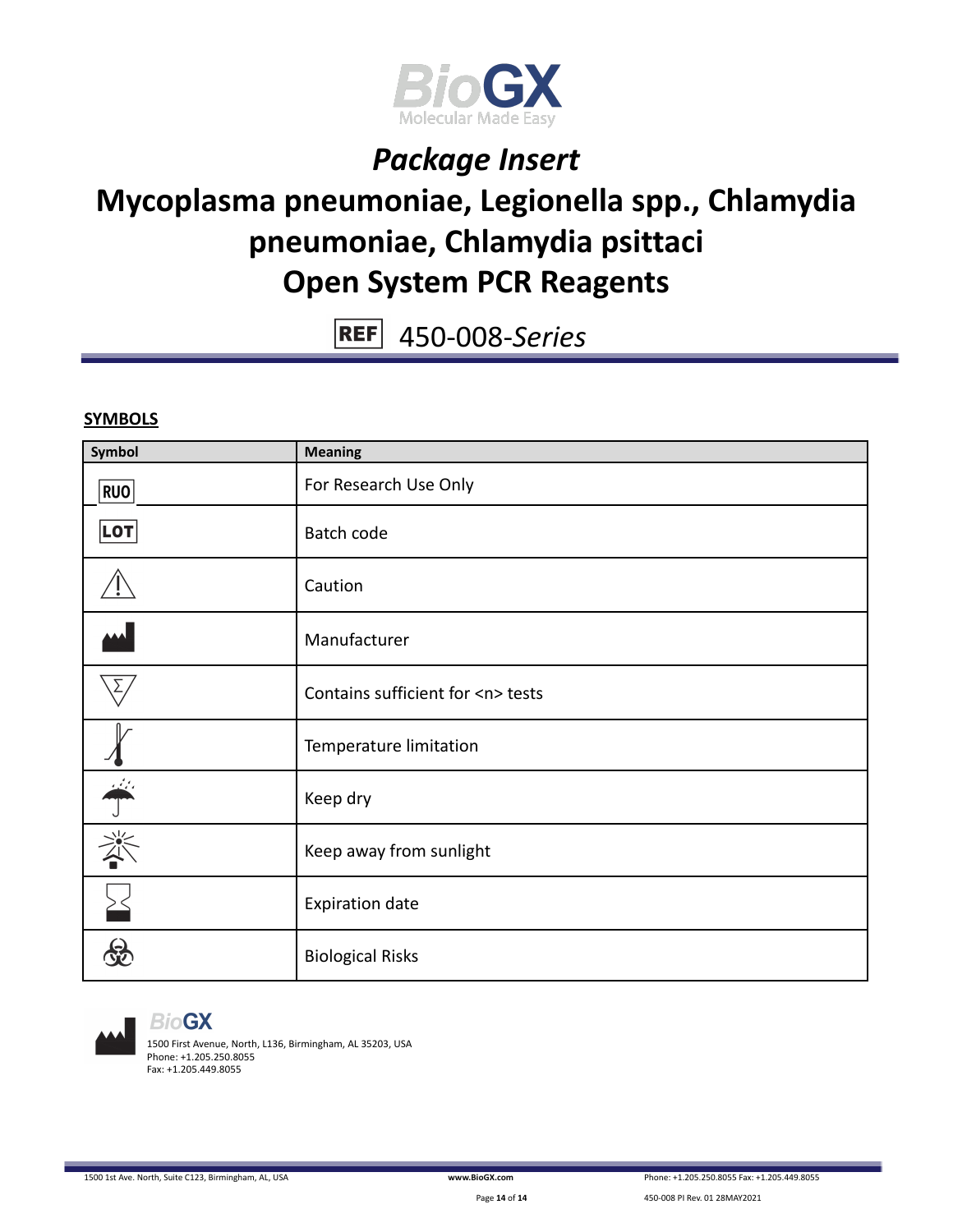# *Package Insert*

# Mycoplasma pneumoniae, Legionella spp., Chlamydia pneumoniae, Chlamydia psittaci Open System PCR Reagents

REF 450-008-*Series*

## SYMBOLS

| Symbol | Meaning |
|---|---|
| RUO | For Research Use Only |
| LOT | Batch code |
| | Caution |
| | Manufacturer |
| | Contains sufficient for <n> tests |
| | Temperature limitation |
| | Keep dry |
| | Keep away from sunlight |
| | Expiration date |
| | Biological Risks |

BioGX
1500 First Avenue, North, L136, Birmingham, AL 35203, USA
Phone: +1.205.250.8055
Fax: +1.205.449.8055